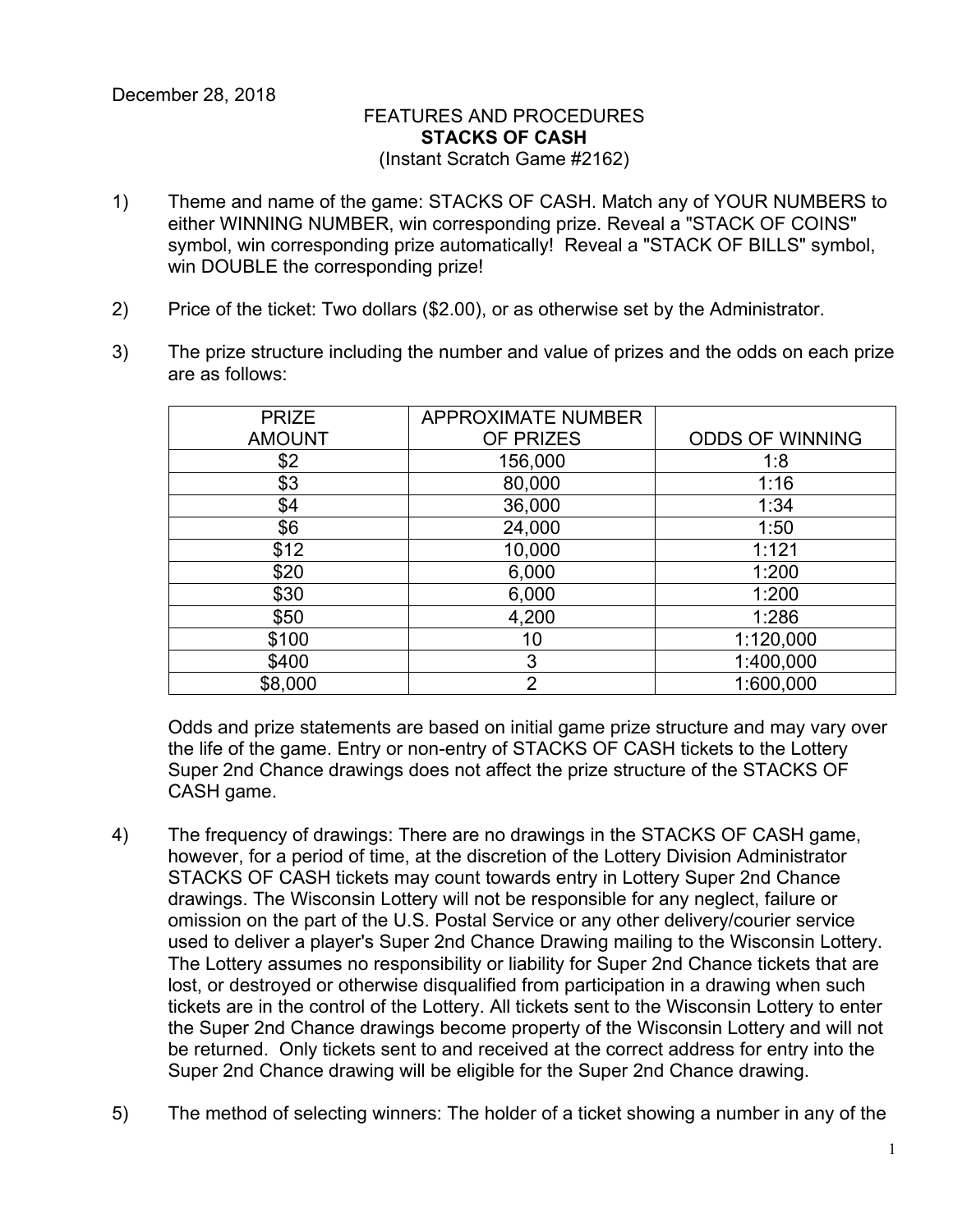December 28, 2018

FEATURES AND PROCEDURES
**STACKS OF CASH**
(Instant Scratch Game #2162)

1) Theme and name of the game: STACKS OF CASH. Match any of YOUR NUMBERS to either WINNING NUMBER, win corresponding prize. Reveal a "STACK OF COINS" symbol, win corresponding prize automatically! Reveal a "STACK OF BILLS" symbol, win DOUBLE the corresponding prize!

2) Price of the ticket: Two dollars ($2.00), or as otherwise set by the Administrator.

3) The prize structure including the number and value of prizes and the odds on each prize are as follows:

| PRIZE AMOUNT | APPROXIMATE NUMBER OF PRIZES | ODDS OF WINNING |
|---|---|---|
| $2 | 156,000 | 1:8 |
| $3 | 80,000 | 1:16 |
| $4 | 36,000 | 1:34 |
| $6 | 24,000 | 1:50 |
| $12 | 10,000 | 1:121 |
| $20 | 6,000 | 1:200 |
| $30 | 6,000 | 1:200 |
| $50 | 4,200 | 1:286 |
| $100 | 10 | 1:120,000 |
| $400 | 3 | 1:400,000 |
| $8,000 | 2 | 1:600,000 |

Odds and prize statements are based on initial game prize structure and may vary over the life of the game. Entry or non-entry of STACKS OF CASH tickets to the Lottery Super 2nd Chance drawings does not affect the prize structure of the STACKS OF CASH game.

4) The frequency of drawings: There are no drawings in the STACKS OF CASH game, however, for a period of time, at the discretion of the Lottery Division Administrator STACKS OF CASH tickets may count towards entry in Lottery Super 2nd Chance drawings. The Wisconsin Lottery will not be responsible for any neglect, failure or omission on the part of the U.S. Postal Service or any other delivery/courier service used to deliver a player's Super 2nd Chance Drawing mailing to the Wisconsin Lottery. The Lottery assumes no responsibility or liability for Super 2nd Chance tickets that are lost, or destroyed or otherwise disqualified from participation in a drawing when such tickets are in the control of the Lottery. All tickets sent to the Wisconsin Lottery to enter the Super 2nd Chance drawings become property of the Wisconsin Lottery and will not be returned. Only tickets sent to and received at the correct address for entry into the Super 2nd Chance drawing will be eligible for the Super 2nd Chance drawing.

5) The method of selecting winners: The holder of a ticket showing a number in any of the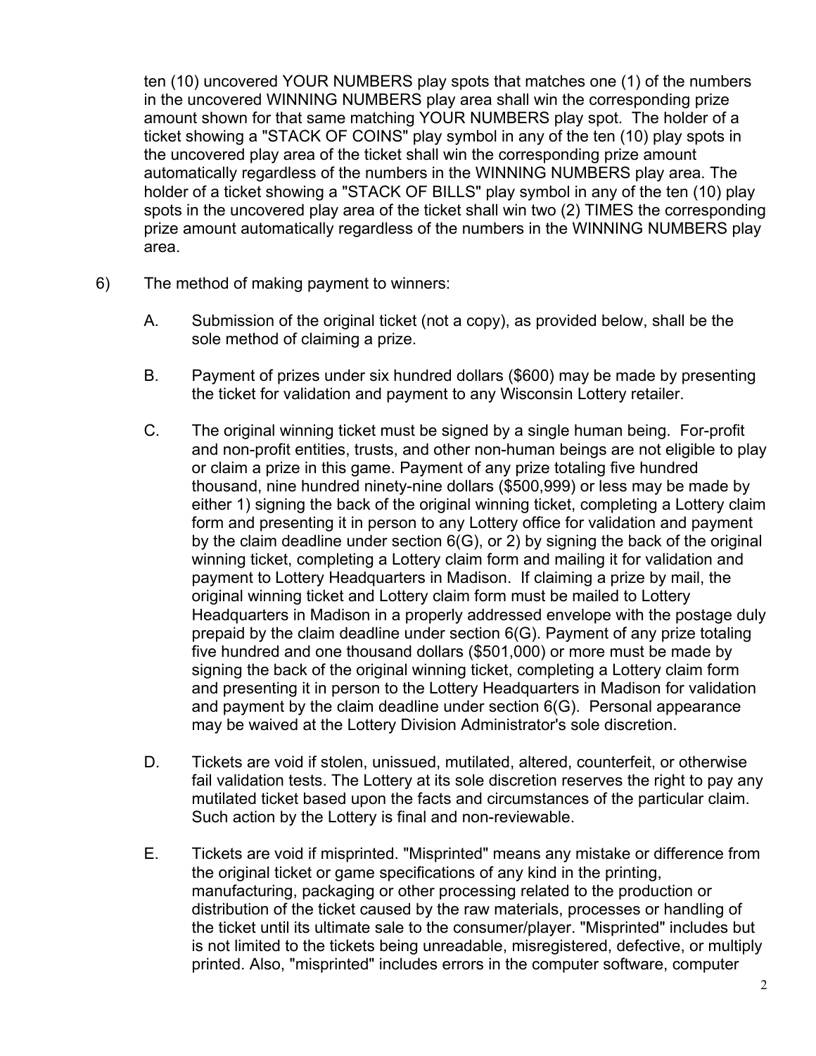ten (10) uncovered YOUR NUMBERS play spots that matches one (1) of the numbers in the uncovered WINNING NUMBERS play area shall win the corresponding prize amount shown for that same matching YOUR NUMBERS play spot. The holder of a ticket showing a "STACK OF COINS" play symbol in any of the ten (10) play spots in the uncovered play area of the ticket shall win the corresponding prize amount automatically regardless of the numbers in the WINNING NUMBERS play area. The holder of a ticket showing a "STACK OF BILLS" play symbol in any of the ten (10) play spots in the uncovered play area of the ticket shall win two (2) TIMES the corresponding prize amount automatically regardless of the numbers in the WINNING NUMBERS play area.

6) The method of making payment to winners:

   A. Submission of the original ticket (not a copy), as provided below, shall be the sole method of claiming a prize.

   B. Payment of prizes under six hundred dollars ($600) may be made by presenting the ticket for validation and payment to any Wisconsin Lottery retailer.

   C. The original winning ticket must be signed by a single human being. For-profit and non-profit entities, trusts, and other non-human beings are not eligible to play or claim a prize in this game. Payment of any prize totaling five hundred thousand, nine hundred ninety-nine dollars ($500,999) or less may be made by either 1) signing the back of the original winning ticket, completing a Lottery claim form and presenting it in person to any Lottery office for validation and payment by the claim deadline under section 6(G), or 2) by signing the back of the original winning ticket, completing a Lottery claim form and mailing it for validation and payment to Lottery Headquarters in Madison. If claiming a prize by mail, the original winning ticket and Lottery claim form must be mailed to Lottery Headquarters in Madison in a properly addressed envelope with the postage duly prepaid by the claim deadline under section 6(G). Payment of any prize totaling five hundred and one thousand dollars ($501,000) or more must be made by signing the back of the original winning ticket, completing a Lottery claim form and presenting it in person to the Lottery Headquarters in Madison for validation and payment by the claim deadline under section 6(G). Personal appearance may be waived at the Lottery Division Administrator's sole discretion.

   D. Tickets are void if stolen, unissued, mutilated, altered, counterfeit, or otherwise fail validation tests. The Lottery at its sole discretion reserves the right to pay any mutilated ticket based upon the facts and circumstances of the particular claim. Such action by the Lottery is final and non-reviewable.

   E. Tickets are void if misprinted. "Misprinted" means any mistake or difference from the original ticket or game specifications of any kind in the printing, manufacturing, packaging or other processing related to the production or distribution of the ticket caused by the raw materials, processes or handling of the ticket until its ultimate sale to the consumer/player. "Misprinted" includes but is not limited to the tickets being unreadable, misregistered, defective, or multiply printed. Also, "misprinted" includes errors in the computer software, computer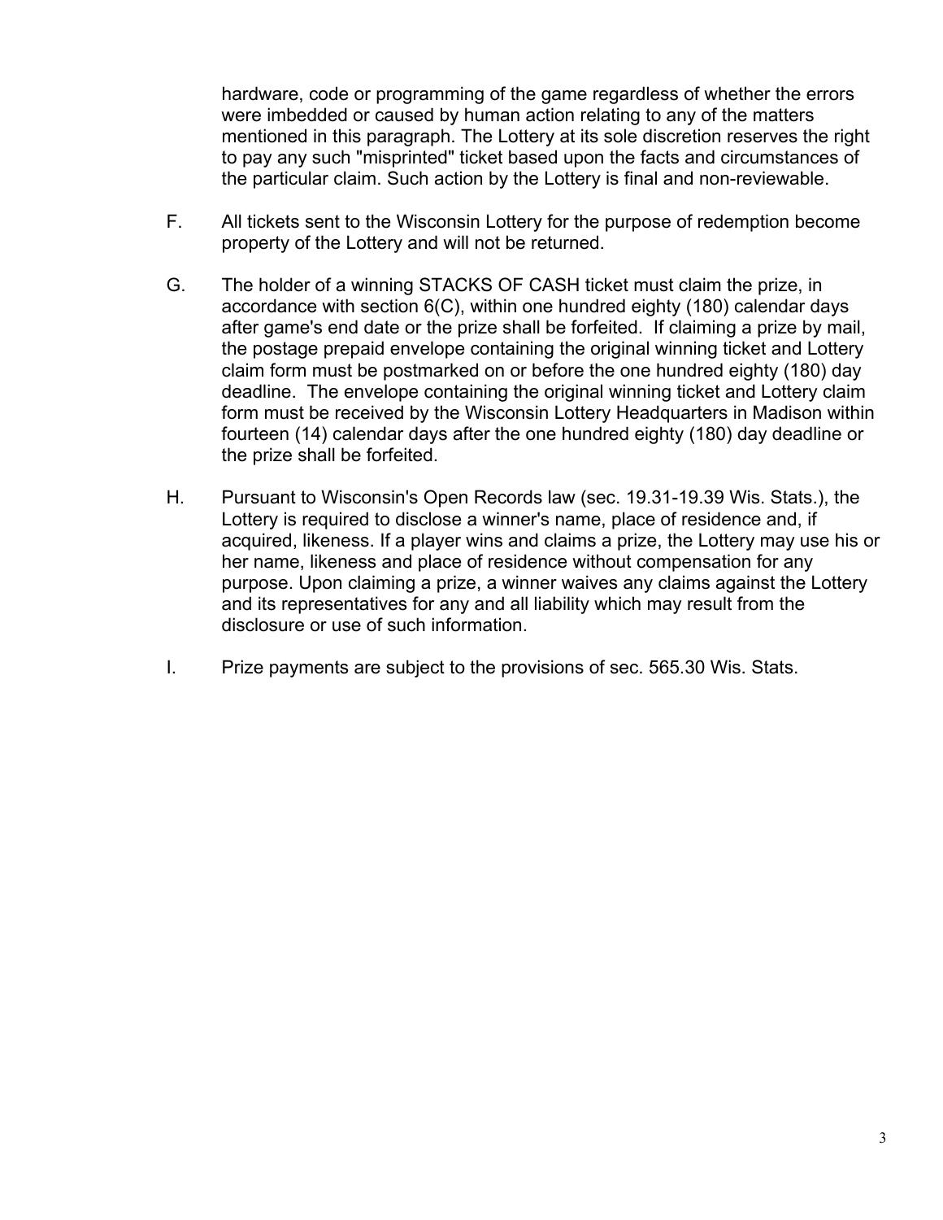hardware, code or programming of the game regardless of whether the errors were imbedded or caused by human action relating to any of the matters mentioned in this paragraph. The Lottery at its sole discretion reserves the right to pay any such "misprinted" ticket based upon the facts and circumstances of the particular claim. Such action by the Lottery is final and non-reviewable.

F. All tickets sent to the Wisconsin Lottery for the purpose of redemption become property of the Lottery and will not be returned.

G. The holder of a winning STACKS OF CASH ticket must claim the prize, in accordance with section 6(C), within one hundred eighty (180) calendar days after game's end date or the prize shall be forfeited. If claiming a prize by mail, the postage prepaid envelope containing the original winning ticket and Lottery claim form must be postmarked on or before the one hundred eighty (180) day deadline. The envelope containing the original winning ticket and Lottery claim form must be received by the Wisconsin Lottery Headquarters in Madison within fourteen (14) calendar days after the one hundred eighty (180) day deadline or the prize shall be forfeited.

H. Pursuant to Wisconsin's Open Records law (sec. 19.31-19.39 Wis. Stats.), the Lottery is required to disclose a winner's name, place of residence and, if acquired, likeness. If a player wins and claims a prize, the Lottery may use his or her name, likeness and place of residence without compensation for any purpose. Upon claiming a prize, a winner waives any claims against the Lottery and its representatives for any and all liability which may result from the disclosure or use of such information.

I. Prize payments are subject to the provisions of sec. 565.30 Wis. Stats.